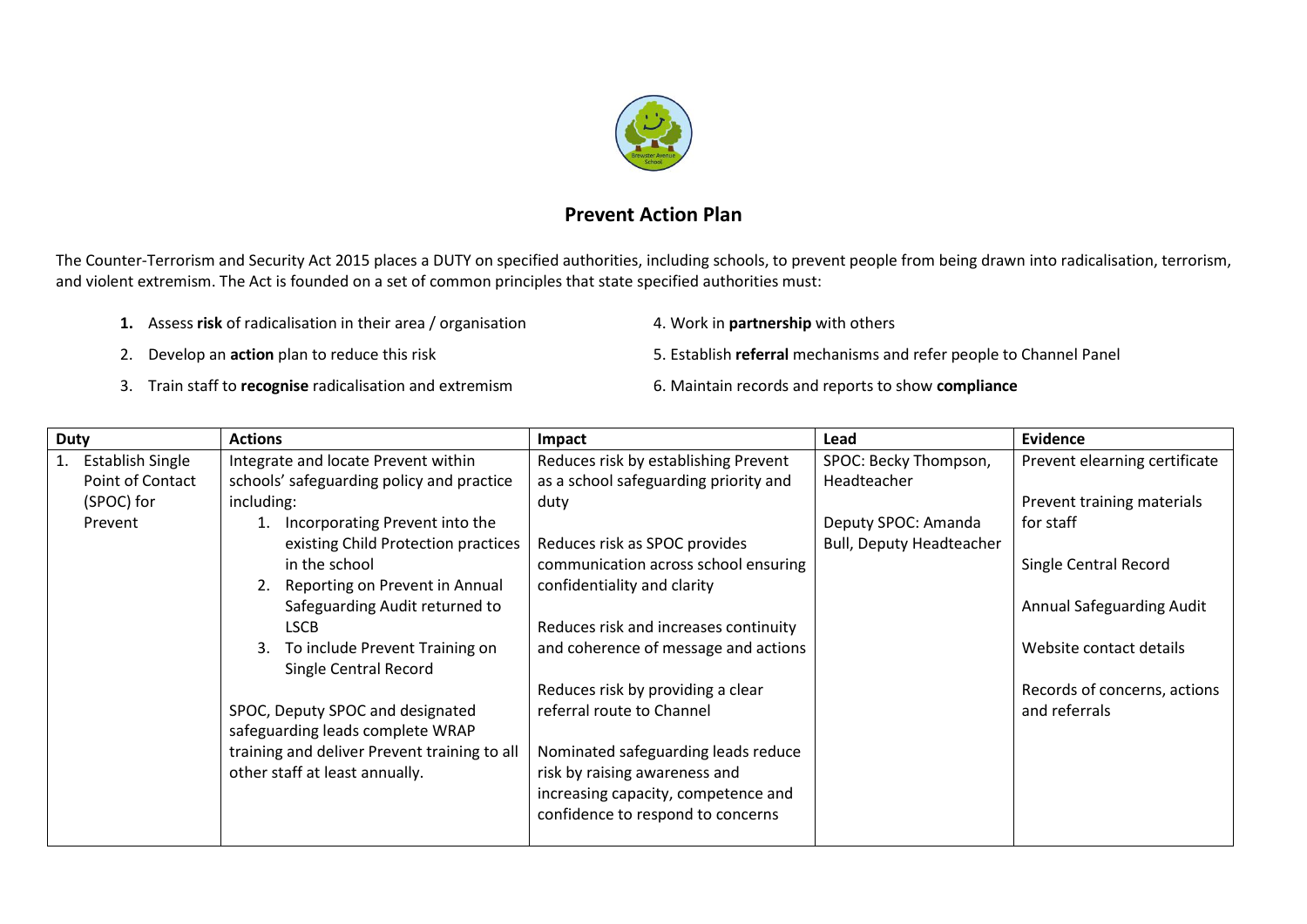# Prevent Action Plan

The Counter-Terrorism and Security Act 2015 places a DUTY on specified authorities, including schools, to prevent people from being drawn into radicalisation, terrorism, and violent extremism. The Act is founded on a set of common principles that state specified authorities must:

1. Assess **risk** of radicalisation in their area / organisation
2. Develop an **action** plan to reduce this risk
3. Train staff to **recognise** radicalisation and extremism
4. Work in **partnership** with others
5. Establish **referral** mechanisms and refer people to Channel Panel
6. Maintain records and reports to show **compliance**

| Duty | Actions | Impact | Lead | Evidence |
|---|---|---|---|---|
| 1. Establish Single Point of Contact (SPOC) for Prevent | Integrate and locate Prevent within schools' safeguarding policy and practice including:<br>1. Incorporating Prevent into the existing Child Protection practices in the school<br>2. Reporting on Prevent in Annual Safeguarding Audit returned to LSCB<br>3. To include Prevent Training on Single Central Record<br><br>SPOC, Deputy SPOC and designated safeguarding leads complete WRAP training and deliver Prevent training to all other staff at least annually. | Reduces risk by establishing Prevent as a school safeguarding priority and duty<br><br>Reduces risk as SPOC provides communication across school ensuring confidentiality and clarity<br><br>Reduces risk and increases continuity and coherence of message and actions<br><br>Reduces risk by providing a clear referral route to Channel<br><br>Nominated safeguarding leads reduce risk by raising awareness and increasing capacity, competence and confidence to respond to concerns | SPOC: Becky Thompson, Headteacher<br><br>Deputy SPOC: Amanda Bull, Deputy Headteacher | Prevent elearning certificate<br><br>Prevent training materials for staff<br><br>Single Central Record<br><br>Annual Safeguarding Audit<br><br>Website contact details<br><br>Records of concerns, actions and referrals |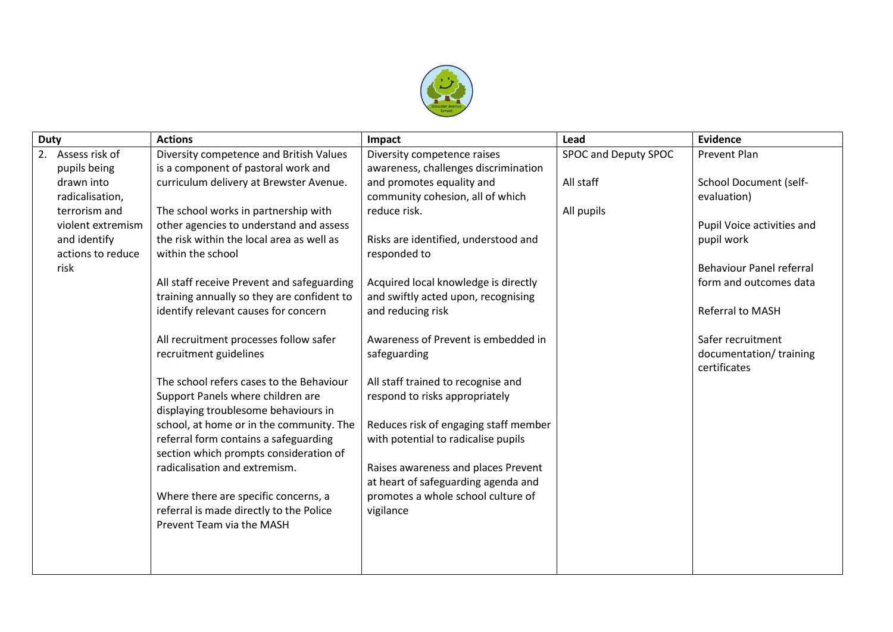| Duty | Actions | Impact | Lead | Evidence |
| --- | --- | --- | --- | --- |
| 2. Assess risk of pupils being drawn into radicalisation, terrorism and violent extremism and identify actions to reduce risk | Diversity competence and British Values is a component of pastoral work and curriculum delivery at Brewster Avenue.<br><br>The school works in partnership with other agencies to understand and assess the risk within the local area as well as within the school<br><br>All staff receive Prevent and safeguarding training annually so they are confident to identify relevant causes for concern<br><br>All recruitment processes follow safer recruitment guidelines<br><br>The school refers cases to the Behaviour Support Panels where children are displaying troublesome behaviours in school, at home or in the community. The referral form contains a safeguarding section which prompts consideration of radicalisation and extremism.<br><br>Where there are specific concerns, a referral is made directly to the Police Prevent Team via the MASH | Diversity competence raises awareness, challenges discrimination and promotes equality and community cohesion, all of which reduce risk.<br><br>Risks are identified, understood and responded to<br><br>Acquired local knowledge is directly and swiftly acted upon, recognising and reducing risk<br><br>Awareness of Prevent is embedded in safeguarding<br><br>All staff trained to recognise and respond to risks appropriately<br><br>Reduces risk of engaging staff member with potential to radicalise pupils<br><br>Raises awareness and places Prevent at heart of safeguarding agenda and promotes a whole school culture of vigilance | SPOC and Deputy SPOC<br><br>All staff<br><br>All pupils | Prevent Plan<br><br>School Document (self-evaluation)<br><br>Pupil Voice activities and pupil work<br><br>Behaviour Panel referral form and outcomes data<br><br>Referral to MASH<br><br>Safer recruitment documentation/ training certificates |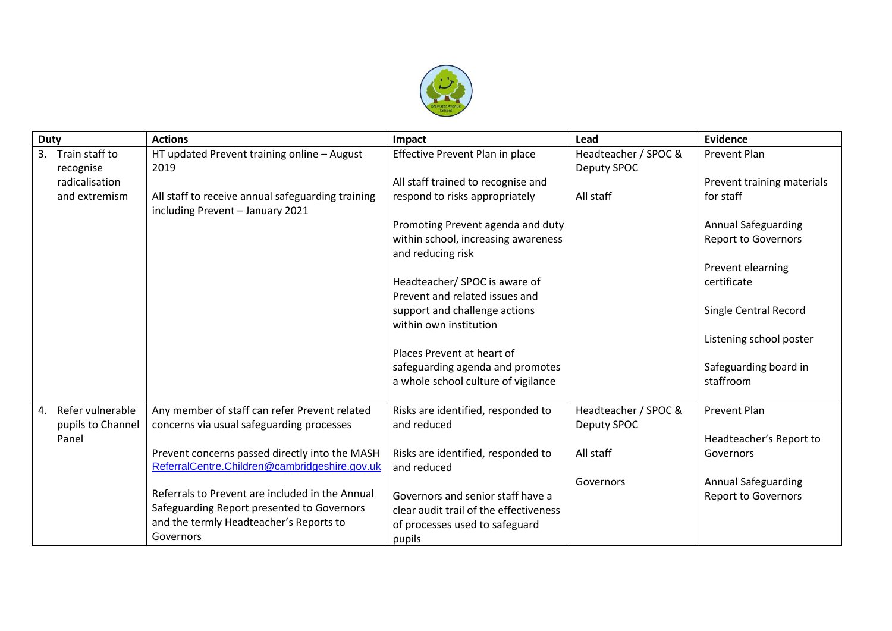| Duty | Actions | Impact | Lead | Evidence |
|---|---|---|---|---|
| 3. Train staff to recognise radicalisation and extremism | HT updated Prevent training online – August 2019<br><br>All staff to receive annual safeguarding training including Prevent – January 2021 | Effective Prevent Plan in place<br><br>All staff trained to recognise and respond to risks appropriately<br><br>Promoting Prevent agenda and duty within school, increasing awareness and reducing risk<br><br>Headteacher/ SPOC is aware of Prevent and related issues and support and challenge actions within own institution<br><br>Places Prevent at heart of safeguarding agenda and promotes a whole school culture of vigilance | Headteacher / SPOC & Deputy SPOC<br><br>All staff | Prevent Plan<br><br>Prevent training materials for staff<br><br>Annual Safeguarding Report to Governors<br><br>Prevent elearning certificate<br><br>Single Central Record<br><br>Listening school poster<br><br>Safeguarding board in staffroom |
| 4. Refer vulnerable pupils to Channel Panel | Any member of staff can refer Prevent related concerns via usual safeguarding processes<br><br>Prevent concerns passed directly into the MASH ReferralCentre.Children@cambridgeshire.gov.uk<br><br>Referrals to Prevent are included in the Annual Safeguarding Report presented to Governors and the termly Headteacher's Reports to Governors | Risks are identified, responded to and reduced<br><br>Risks are identified, responded to and reduced<br><br>Governors and senior staff have a clear audit trail of the effectiveness of processes used to safeguard pupils | Headteacher / SPOC & Deputy SPOC<br><br>All staff<br><br>Governors | Prevent Plan<br><br>Headteacher's Report to Governors<br><br>Annual Safeguarding Report to Governors |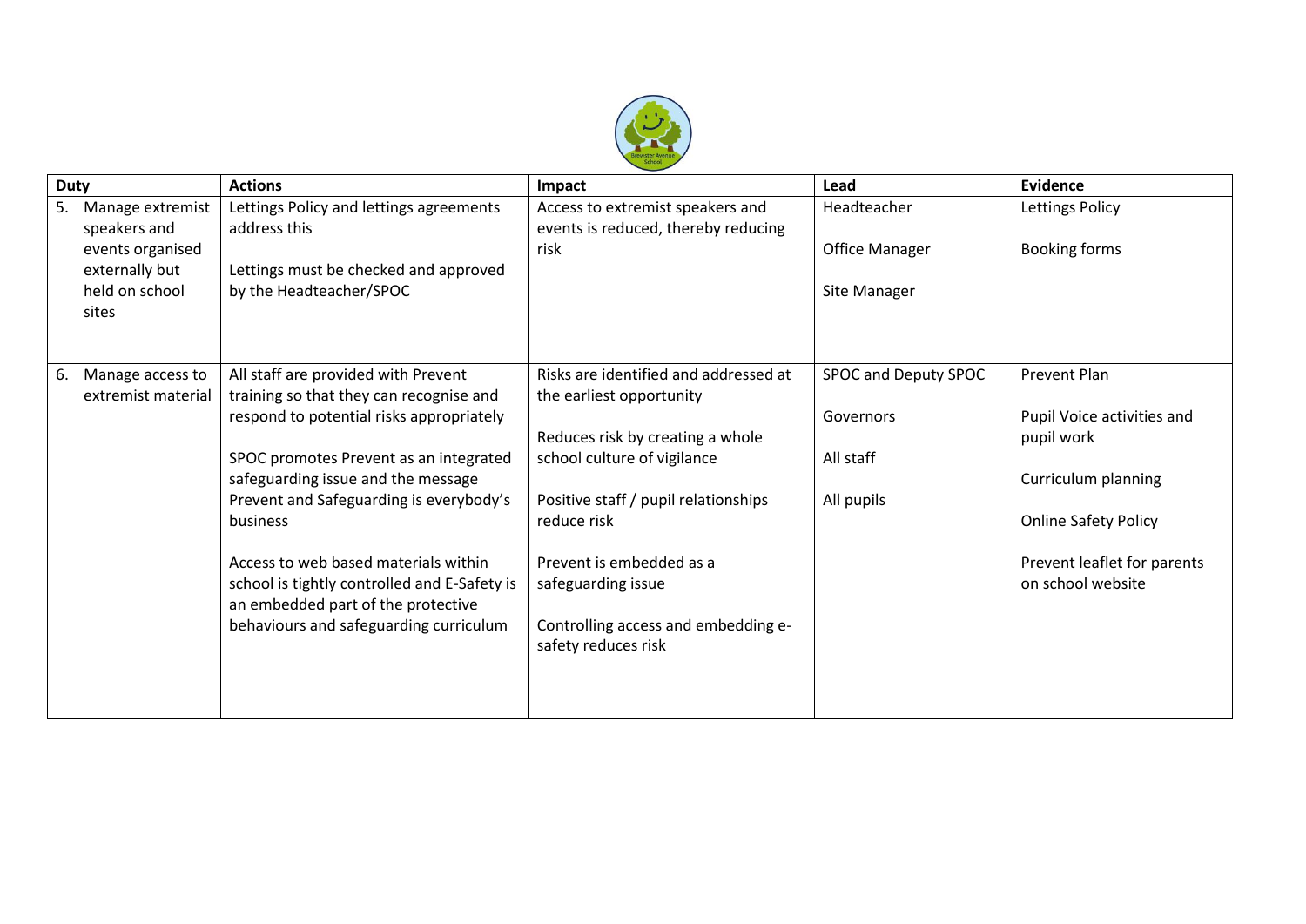| Duty | Actions | Impact | Lead | Evidence |
| --- | --- | --- | --- | --- |
| 5. Manage extremist speakers and events organised externally but held on school sites | Lettings Policy and lettings agreements address this<br><br>Lettings must be checked and approved by the Headteacher/SPOC | Access to extremist speakers and events is reduced, thereby reducing risk | Headteacher<br><br>Office Manager<br><br>Site Manager | Lettings Policy<br><br>Booking forms |
| 6. Manage access to extremist material | All staff are provided with Prevent training so that they can recognise and respond to potential risks appropriately<br><br>SPOC promotes Prevent as an integrated safeguarding issue and the message Prevent and Safeguarding is everybody's business<br><br>Access to web based materials within school is tightly controlled and E-Safety is an embedded part of the protective behaviours and safeguarding curriculum | Risks are identified and addressed at the earliest opportunity<br><br>Reduces risk by creating a whole school culture of vigilance<br><br>Positive staff / pupil relationships reduce risk<br><br>Prevent is embedded as a safeguarding issue<br><br>Controlling access and embedding e-safety reduces risk | SPOC and Deputy SPOC<br><br>Governors<br><br>All staff<br><br>All pupils | Prevent Plan<br><br>Pupil Voice activities and pupil work<br><br>Curriculum planning<br><br>Online Safety Policy<br><br>Prevent leaflet for parents on school website |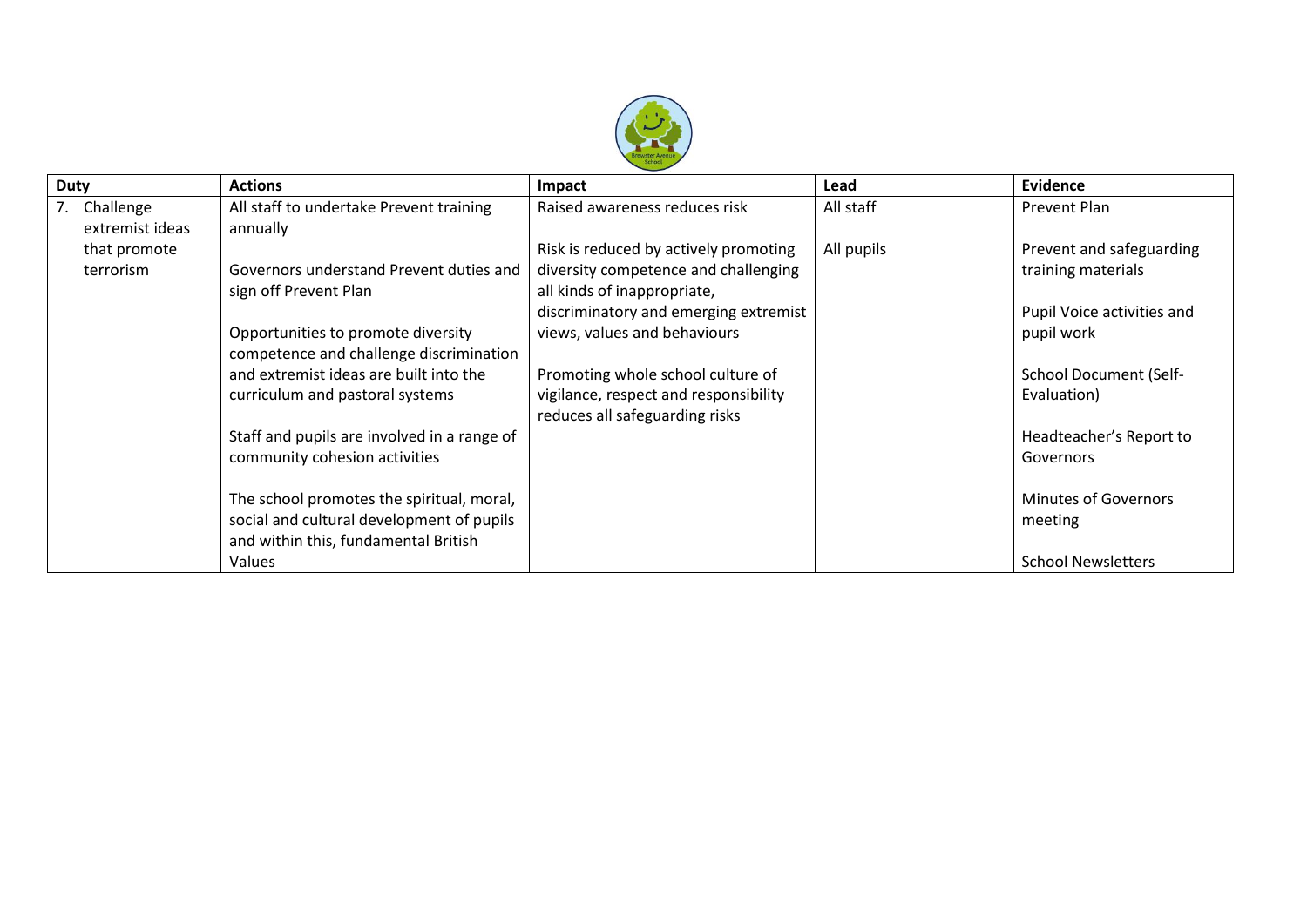| Duty | Actions | Impact | Lead | Evidence |
|---|---|---|---|---|
| 7. Challenge extremist ideas that promote terrorism | All staff to undertake Prevent training annually<br><br>Governors understand Prevent duties and sign off Prevent Plan<br><br>Opportunities to promote diversity competence and challenge discrimination and extremist ideas are built into the curriculum and pastoral systems<br><br>Staff and pupils are involved in a range of community cohesion activities<br><br>The school promotes the spiritual, moral, social and cultural development of pupils and within this, fundamental British Values | Raised awareness reduces risk<br><br>Risk is reduced by actively promoting diversity competence and challenging all kinds of inappropriate, discriminatory and emerging extremist views, values and behaviours<br><br>Promoting whole school culture of vigilance, respect and responsibility reduces all safeguarding risks | All staff<br><br>All pupils | Prevent Plan<br><br>Prevent and safeguarding training materials<br><br>Pupil Voice activities and pupil work<br><br>School Document (Self-Evaluation)<br><br>Headteacher's Report to Governors<br><br>Minutes of Governors meeting<br><br>School Newsletters |